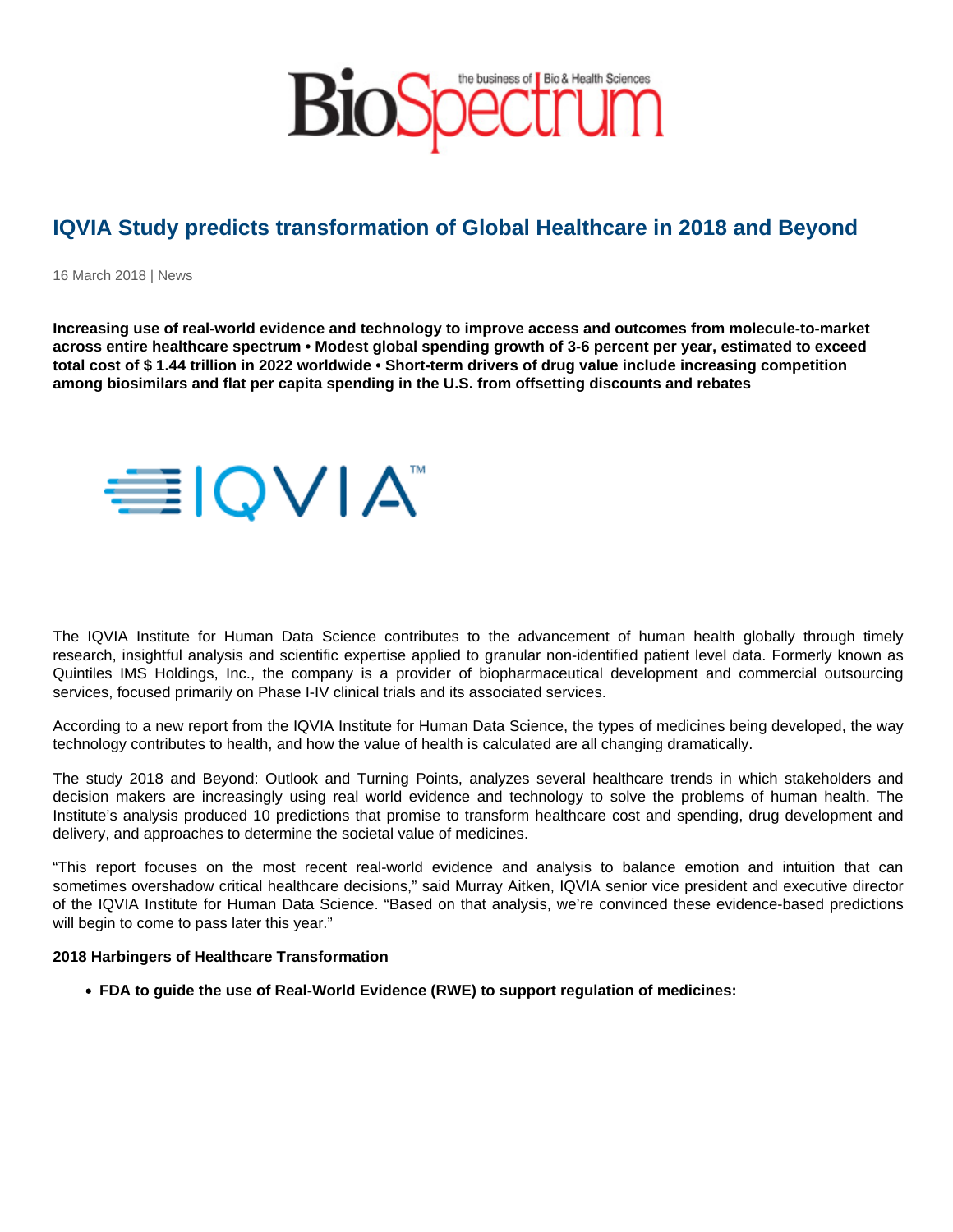# IQVIA Study predicts transformation of Global Healthcare in 2018 and Beyond

16 March 2018 | News

**Increasing use of real-world evidence and technology to improve access and outcomes from molecule-to-market across entire healthcare spectrum • Modest global spending growth of 3-6 percent per year, estimated to exceed total cost of $ 1.44 trillion in 2022 worldwide • Short-term drivers of drug value include increasing competition among biosimilars and flat per capita spending in the U.S. from offsetting discounts and rebates**

The IQVIA Institute for Human Data Science contributes to the advancement of human health globally through timely research, insightful analysis and scientific expertise applied to granular non-identified patient level data. Formerly known as Quintiles IMS Holdings, Inc., the company is a provider of biopharmaceutical development and commercial outsourcing services, focused primarily on Phase I-IV clinical trials and its associated services.

According to a new report from the IQVIA Institute for Human Data Science, the types of medicines being developed, the way technology contributes to health, and how the value of health is calculated are all changing dramatically.

The study 2018 and Beyond: Outlook and Turning Points, analyzes several healthcare trends in which stakeholders and decision makers are increasingly using real world evidence and technology to solve the problems of human health. The Institute's analysis produced 10 predictions that promise to transform healthcare cost and spending, drug development and delivery, and approaches to determine the societal value of medicines.

"This report focuses on the most recent real-world evidence and analysis to balance emotion and intuition that can sometimes overshadow critical healthcare decisions," said Murray Aitken, IQVIA senior vice president and executive director of the IQVIA Institute for Human Data Science. "Based on that analysis, we're convinced these evidence-based predictions will begin to come to pass later this year."

**2018 Harbingers of Healthcare Transformation**

- **FDA to guide the use of Real-World Evidence (RWE) to support regulation of medicines:**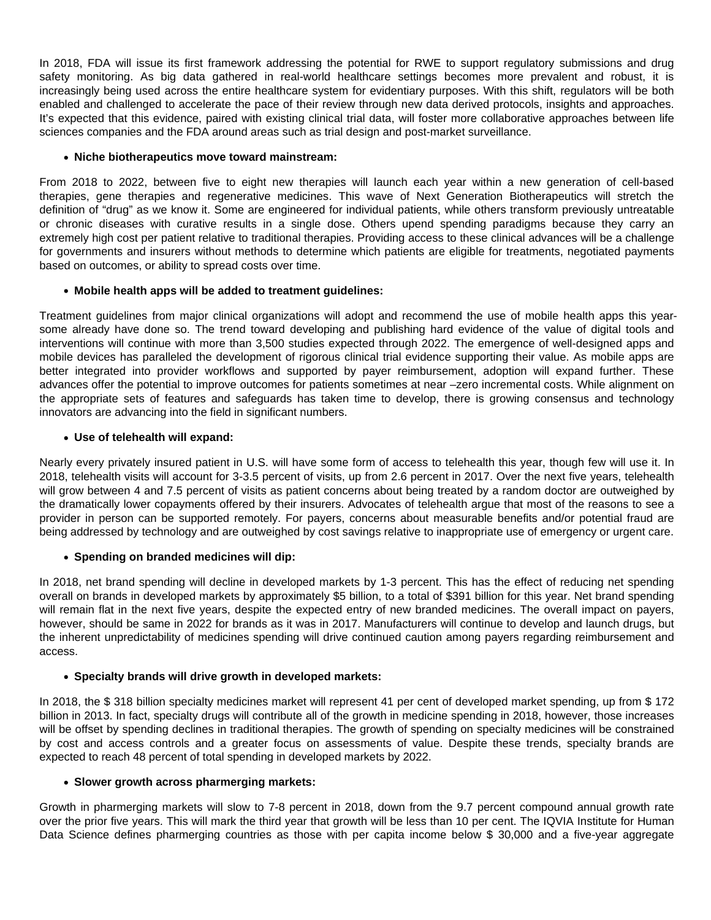In 2018, FDA will issue its first framework addressing the potential for RWE to support regulatory submissions and drug safety monitoring. As big data gathered in real-world healthcare settings becomes more prevalent and robust, it is increasingly being used across the entire healthcare system for evidentiary purposes. With this shift, regulators will be both enabled and challenged to accelerate the pace of their review through new data derived protocols, insights and approaches. It's expected that this evidence, paired with existing clinical trial data, will foster more collaborative approaches between life sciences companies and the FDA around areas such as trial design and post-market surveillance.

- **Niche biotherapeutics move toward mainstream:**

From 2018 to 2022, between five to eight new therapies will launch each year within a new generation of cell-based therapies, gene therapies and regenerative medicines. This wave of Next Generation Biotherapeutics will stretch the definition of "drug" as we know it. Some are engineered for individual patients, while others transform previously untreatable or chronic diseases with curative results in a single dose. Others upend spending paradigms because they carry an extremely high cost per patient relative to traditional therapies. Providing access to these clinical advances will be a challenge for governments and insurers without methods to determine which patients are eligible for treatments, negotiated payments based on outcomes, or ability to spread costs over time.

- **Mobile health apps will be added to treatment guidelines:**

Treatment guidelines from major clinical organizations will adopt and recommend the use of mobile health apps this year-some already have done so. The trend toward developing and publishing hard evidence of the value of digital tools and interventions will continue with more than 3,500 studies expected through 2022. The emergence of well-designed apps and mobile devices has paralleled the development of rigorous clinical trial evidence supporting their value. As mobile apps are better integrated into provider workflows and supported by payer reimbursement, adoption will expand further. These advances offer the potential to improve outcomes for patients sometimes at near –zero incremental costs. While alignment on the appropriate sets of features and safeguards has taken time to develop, there is growing consensus and technology innovators are advancing into the field in significant numbers.

- **Use of telehealth will expand:**

Nearly every privately insured patient in U.S. will have some form of access to telehealth this year, though few will use it. In 2018, telehealth visits will account for 3-3.5 percent of visits, up from 2.6 percent in 2017. Over the next five years, telehealth will grow between 4 and 7.5 percent of visits as patient concerns about being treated by a random doctor are outweighed by the dramatically lower copayments offered by their insurers. Advocates of telehealth argue that most of the reasons to see a provider in person can be supported remotely. For payers, concerns about measurable benefits and/or potential fraud are being addressed by technology and are outweighed by cost savings relative to inappropriate use of emergency or urgent care.

- **Spending on branded medicines will dip:**

In 2018, net brand spending will decline in developed markets by 1-3 percent. This has the effect of reducing net spending overall on brands in developed markets by approximately $5 billion, to a total of $391 billion for this year. Net brand spending will remain flat in the next five years, despite the expected entry of new branded medicines. The overall impact on payers, however, should be same in 2022 for brands as it was in 2017. Manufacturers will continue to develop and launch drugs, but the inherent unpredictability of medicines spending will drive continued caution among payers regarding reimbursement and access.

- **Specialty brands will drive growth in developed markets:**

In 2018, the $ 318 billion specialty medicines market will represent 41 per cent of developed market spending, up from $ 172 billion in 2013. In fact, specialty drugs will contribute all of the growth in medicine spending in 2018, however, those increases will be offset by spending declines in traditional therapies. The growth of spending on specialty medicines will be constrained by cost and access controls and a greater focus on assessments of value. Despite these trends, specialty brands are expected to reach 48 percent of total spending in developed markets by 2022.

- **Slower growth across pharmerging markets:**

Growth in pharmerging markets will slow to 7-8 percent in 2018, down from the 9.7 percent compound annual growth rate over the prior five years. This will mark the third year that growth will be less than 10 per cent. The IQVIA Institute for Human Data Science defines pharmerging countries as those with per capita income below $ 30,000 and a five-year aggregate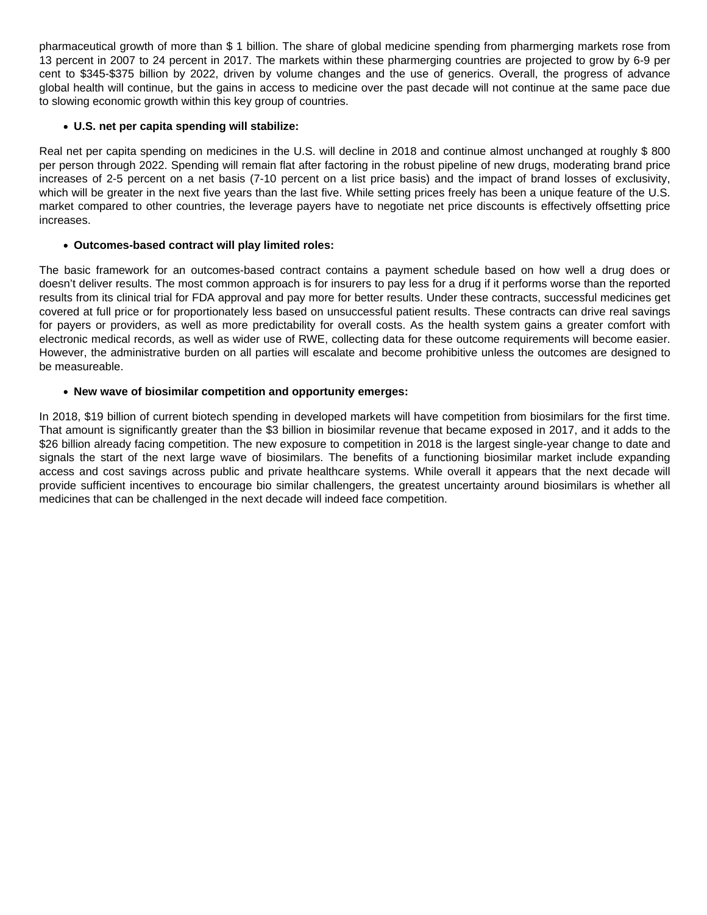pharmaceutical growth of more than $ 1 billion. The share of global medicine spending from pharmerging markets rose from 13 percent in 2007 to 24 percent in 2017. The markets within these pharmerging countries are projected to grow by 6-9 per cent to $345-$375 billion by 2022, driven by volume changes and the use of generics. Overall, the progress of advance global health will continue, but the gains in access to medicine over the past decade will not continue at the same pace due to slowing economic growth within this key group of countries.

- **U.S. net per capita spending will stabilize:**

Real net per capita spending on medicines in the U.S. will decline in 2018 and continue almost unchanged at roughly $ 800 per person through 2022. Spending will remain flat after factoring in the robust pipeline of new drugs, moderating brand price increases of 2-5 percent on a net basis (7-10 percent on a list price basis) and the impact of brand losses of exclusivity, which will be greater in the next five years than the last five. While setting prices freely has been a unique feature of the U.S. market compared to other countries, the leverage payers have to negotiate net price discounts is effectively offsetting price increases.

- **Outcomes-based contract will play limited roles:**

The basic framework for an outcomes-based contract contains a payment schedule based on how well a drug does or doesn't deliver results. The most common approach is for insurers to pay less for a drug if it performs worse than the reported results from its clinical trial for FDA approval and pay more for better results. Under these contracts, successful medicines get covered at full price or for proportionately less based on unsuccessful patient results. These contracts can drive real savings for payers or providers, as well as more predictability for overall costs. As the health system gains a greater comfort with electronic medical records, as well as wider use of RWE, collecting data for these outcome requirements will become easier. However, the administrative burden on all parties will escalate and become prohibitive unless the outcomes are designed to be measureable.

- **New wave of biosimilar competition and opportunity emerges:**

In 2018, $19 billion of current biotech spending in developed markets will have competition from biosimilars for the first time. That amount is significantly greater than the $3 billion in biosimilar revenue that became exposed in 2017, and it adds to the $26 billion already facing competition. The new exposure to competition in 2018 is the largest single-year change to date and signals the start of the next large wave of biosimilars. The benefits of a functioning biosimilar market include expanding access and cost savings across public and private healthcare systems. While overall it appears that the next decade will provide sufficient incentives to encourage bio similar challengers, the greatest uncertainty around biosimilars is whether all medicines that can be challenged in the next decade will indeed face competition.